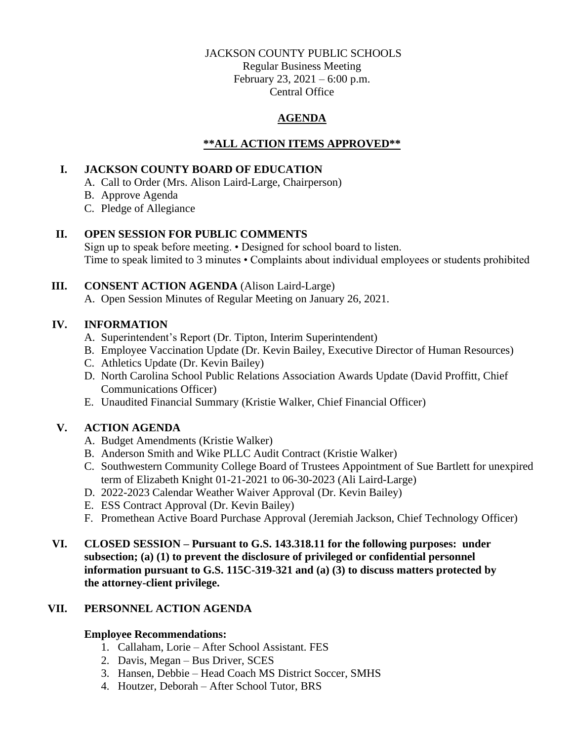JACKSON COUNTY PUBLIC SCHOOLS
Regular Business Meeting
February 23, 2021 – 6:00 p.m.
Central Office

# AGENDA

## **\*\*ALL ACTION ITEMS APPROVED\*\***

## I. JACKSON COUNTY BOARD OF EDUCATION

A. Call to Order (Mrs. Alison Laird-Large, Chairperson)
B. Approve Agenda
C. Pledge of Allegiance

## II. OPEN SESSION FOR PUBLIC COMMENTS

Sign up to speak before meeting. • Designed for school board to listen.
Time to speak limited to 3 minutes • Complaints about individual employees or students prohibited

## III. CONSENT ACTION AGENDA (Alison Laird-Large)

A. Open Session Minutes of Regular Meeting on January 26, 2021.

## IV. INFORMATION

A. Superintendent's Report (Dr. Tipton, Interim Superintendent)
B. Employee Vaccination Update (Dr. Kevin Bailey, Executive Director of Human Resources)
C. Athletics Update (Dr. Kevin Bailey)
D. North Carolina School Public Relations Association Awards Update (David Proffitt, Chief Communications Officer)
E. Unaudited Financial Summary (Kristie Walker, Chief Financial Officer)

## V. ACTION AGENDA

A. Budget Amendments (Kristie Walker)
B. Anderson Smith and Wike PLLC Audit Contract (Kristie Walker)
C. Southwestern Community College Board of Trustees Appointment of Sue Bartlett for unexpired term of Elizabeth Knight 01-21-2021 to 06-30-2023 (Ali Laird-Large)
D. 2022-2023 Calendar Weather Waiver Approval (Dr. Kevin Bailey)
E. ESS Contract Approval (Dr. Kevin Bailey)
F. Promethean Active Board Purchase Approval (Jeremiah Jackson, Chief Technology Officer)

## VI. CLOSED SESSION – Pursuant to G.S. 143.318.11 for the following purposes: under subsection; (a) (1) to prevent the disclosure of privileged or confidential personnel information pursuant to G.S. 115C-319-321 and (a) (3) to discuss matters protected by the attorney-client privilege.

## VII. PERSONNEL ACTION AGENDA

**Employee Recommendations:**

1. Callaham, Lorie – After School Assistant. FES
2. Davis, Megan – Bus Driver, SCES
3. Hansen, Debbie – Head Coach MS District Soccer, SMHS
4. Houtzer, Deborah – After School Tutor, BRS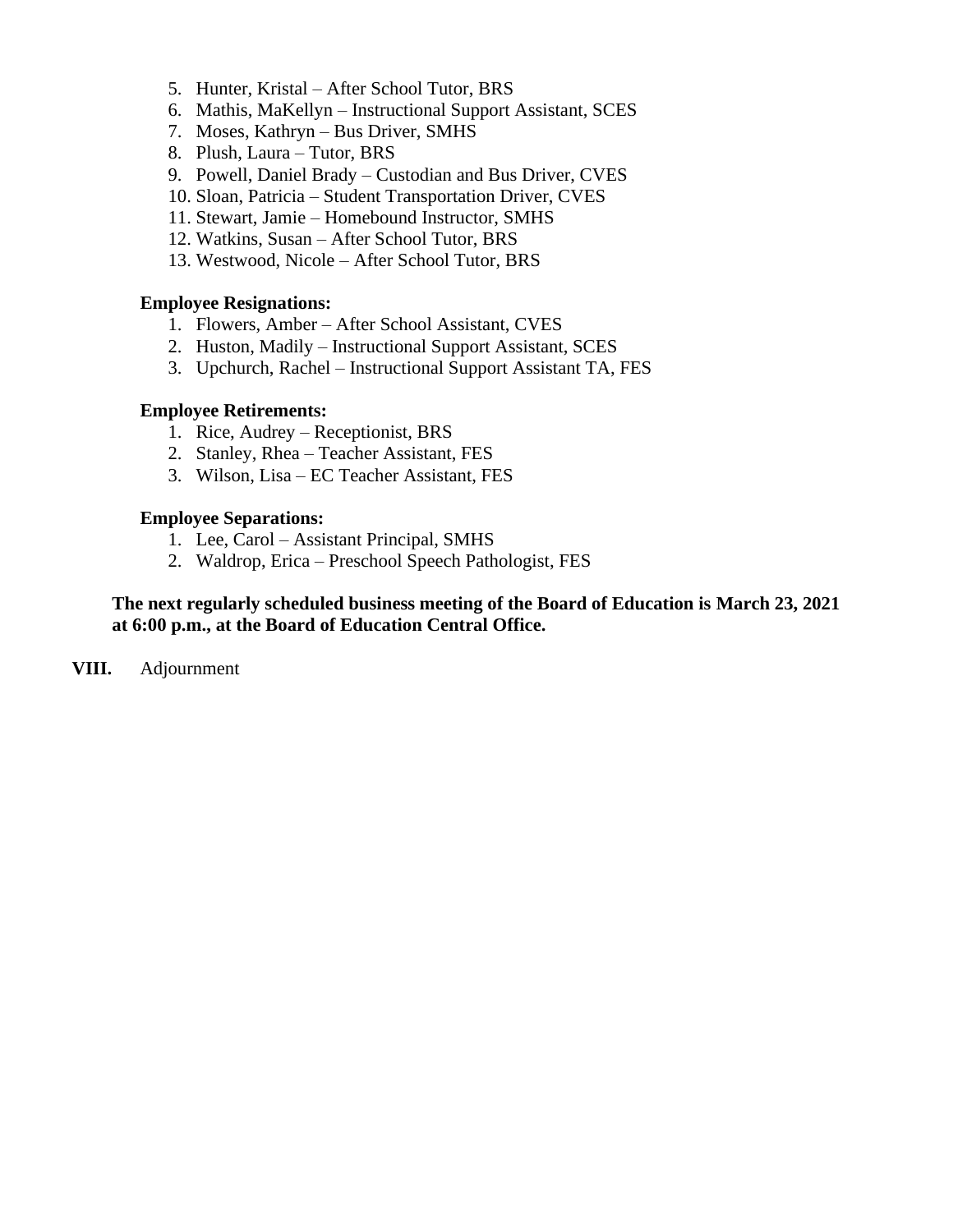5. Hunter, Kristal – After School Tutor, BRS
6. Mathis, MaKellyn – Instructional Support Assistant, SCES
7. Moses, Kathryn – Bus Driver, SMHS
8. Plush, Laura – Tutor, BRS
9. Powell, Daniel Brady – Custodian and Bus Driver, CVES
10. Sloan, Patricia – Student Transportation Driver, CVES
11. Stewart, Jamie – Homebound Instructor, SMHS
12. Watkins, Susan – After School Tutor, BRS
13. Westwood, Nicole – After School Tutor, BRS

**Employee Resignations:**

1. Flowers, Amber – After School Assistant, CVES
2. Huston, Madily – Instructional Support Assistant, SCES
3. Upchurch, Rachel – Instructional Support Assistant TA, FES

**Employee Retirements:**

1. Rice, Audrey – Receptionist, BRS
2. Stanley, Rhea – Teacher Assistant, FES
3. Wilson, Lisa – EC Teacher Assistant, FES

**Employee Separations:**

1. Lee, Carol – Assistant Principal, SMHS
2. Waldrop, Erica – Preschool Speech Pathologist, FES

**The next regularly scheduled business meeting of the Board of Education is March 23, 2021 at 6:00 p.m., at the Board of Education Central Office.**

**VIII.** Adjournment